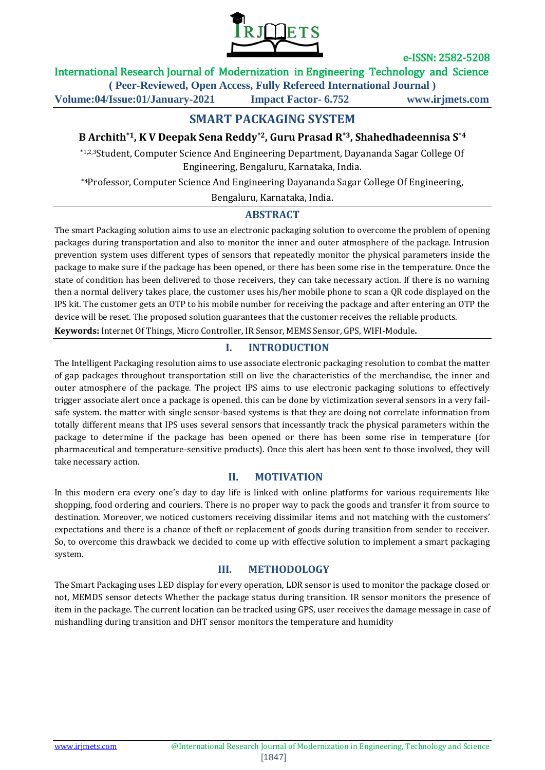# SMART PACKAGING SYSTEM

**B Archith[*1], K V Deepak Sena Reddy[*2], Guru Prasad R[*3], Shahedhadeennisa S[*4]**

[*1,2,3]Student, Computer Science And Engineering Department, Dayananda Sagar College Of Engineering, Bengaluru, Karnataka, India.

[*4]Professor, Computer Science And Engineering Dayananda Sagar College Of Engineering, Bengaluru, Karnataka, India.

## ABSTRACT

The smart Packaging solution aims to use an electronic packaging solution to overcome the problem of opening packages during transportation and also to monitor the inner and outer atmosphere of the package. Intrusion prevention system uses different types of sensors that repeatedly monitor the physical parameters inside the package to make sure if the package has been opened, or there has been some rise in the temperature. Once the state of condition has been delivered to those receivers, they can take necessary action. If there is no warning then a normal delivery takes place, the customer uses his/her mobile phone to scan a QR code displayed on the IPS kit. The customer gets an OTP to his mobile number for receiving the package and after entering an OTP the device will be reset. The proposed solution guarantees that the customer receives the reliable products.

**Keywords:** Internet Of Things, Micro Controller, IR Sensor, MEMS Sensor, GPS, WIFI-Module**.**

## I. INTRODUCTION

The Intelligent Packaging resolution aims to use associate electronic packaging resolution to combat the matter of gap packages throughout transportation still on live the characteristics of the merchandise, the inner and outer atmosphere of the package. The project IPS aims to use electronic packaging solutions to effectively trigger associate alert once a package is opened. this can be done by victimization several sensors in a very fail-safe system. the matter with single sensor-based systems is that they are doing not correlate information from totally different means that IPS uses several sensors that incessantly track the physical parameters within the package to determine if the package has been opened or there has been some rise in temperature (for pharmaceutical and temperature-sensitive products). Once this alert has been sent to those involved, they will take necessary action.

## II. MOTIVATION

In this modern era every one's day to day life is linked with online platforms for various requirements like shopping, food ordering and couriers. There is no proper way to pack the goods and transfer it from source to destination. Moreover, we noticed customers receiving dissimilar items and not matching with the customers' expectations and there is a chance of theft or replacement of goods during transition from sender to receiver. So, to overcome this drawback we decided to come up with effective solution to implement a smart packaging system.

## III. METHODOLOGY

The Smart Packaging uses LED display for every operation, LDR sensor is used to monitor the package closed or not, MEMDS sensor detects Whether the package status during transition. IR sensor monitors the presence of item in the package. The current location can be tracked using GPS, user receives the damage message in case of mishandling during transition and DHT sensor monitors the temperature and humidity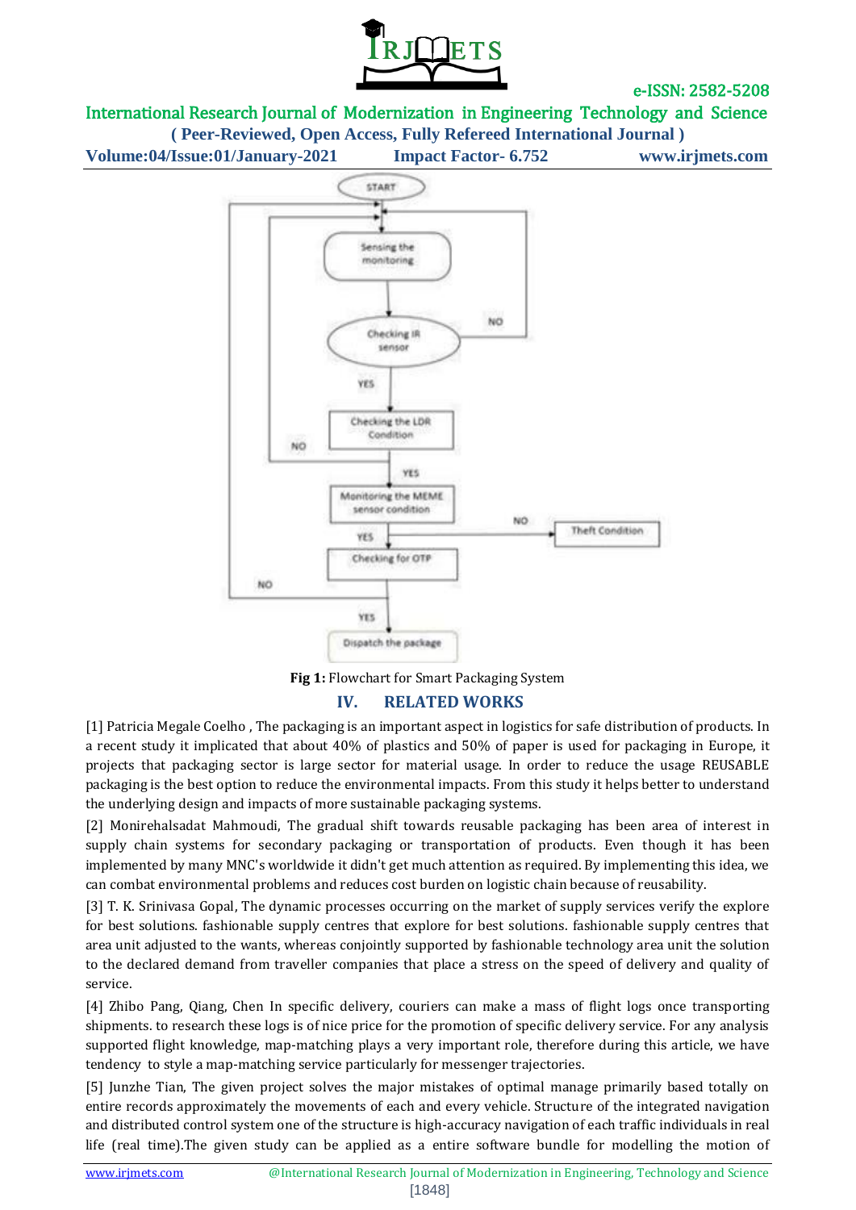Fig 1: Flowchart for Smart Packaging System

## IV. RELATED WORKS

[1] Patricia Megale Coelho , The packaging is an important aspect in logistics for safe distribution of products. In a recent study it implicated that about 40% of plastics and 50% of paper is used for packaging in Europe, it projects that packaging sector is large sector for material usage. In order to reduce the usage REUSABLE packaging is the best option to reduce the environmental impacts. From this study it helps better to understand the underlying design and impacts of more sustainable packaging systems.

[2] Monirehalsadat Mahmoudi, The gradual shift towards reusable packaging has been area of interest in supply chain systems for secondary packaging or transportation of products. Even though it has been implemented by many MNC's worldwide it didn't get much attention as required. By implementing this idea, we can combat environmental problems and reduces cost burden on logistic chain because of reusability.

[3] T. K. Srinivasa Gopal, The dynamic processes occurring on the market of supply services verify the explore for best solutions. fashionable supply centres that explore for best solutions. fashionable supply centres that area unit adjusted to the wants, whereas conjointly supported by fashionable technology area unit the solution to the declared demand from traveller companies that place a stress on the speed of delivery and quality of service.

[4] Zhibo Pang, Qiang, Chen In specific delivery, couriers can make a mass of flight logs once transporting shipments. to research these logs is of nice price for the promotion of specific delivery service. For any analysis supported flight knowledge, map-matching plays a very important role, therefore during this article, we have tendency to style a map-matching service particularly for messenger trajectories.

[5] Junzhe Tian, The given project solves the major mistakes of optimal manage primarily based totally on entire records approximately the movements of each and every vehicle. Structure of the integrated navigation and distributed control system one of the structure is high-accuracy navigation of each traffic individuals in real life (real time).The given study can be applied as a entire software bundle for modelling the motion of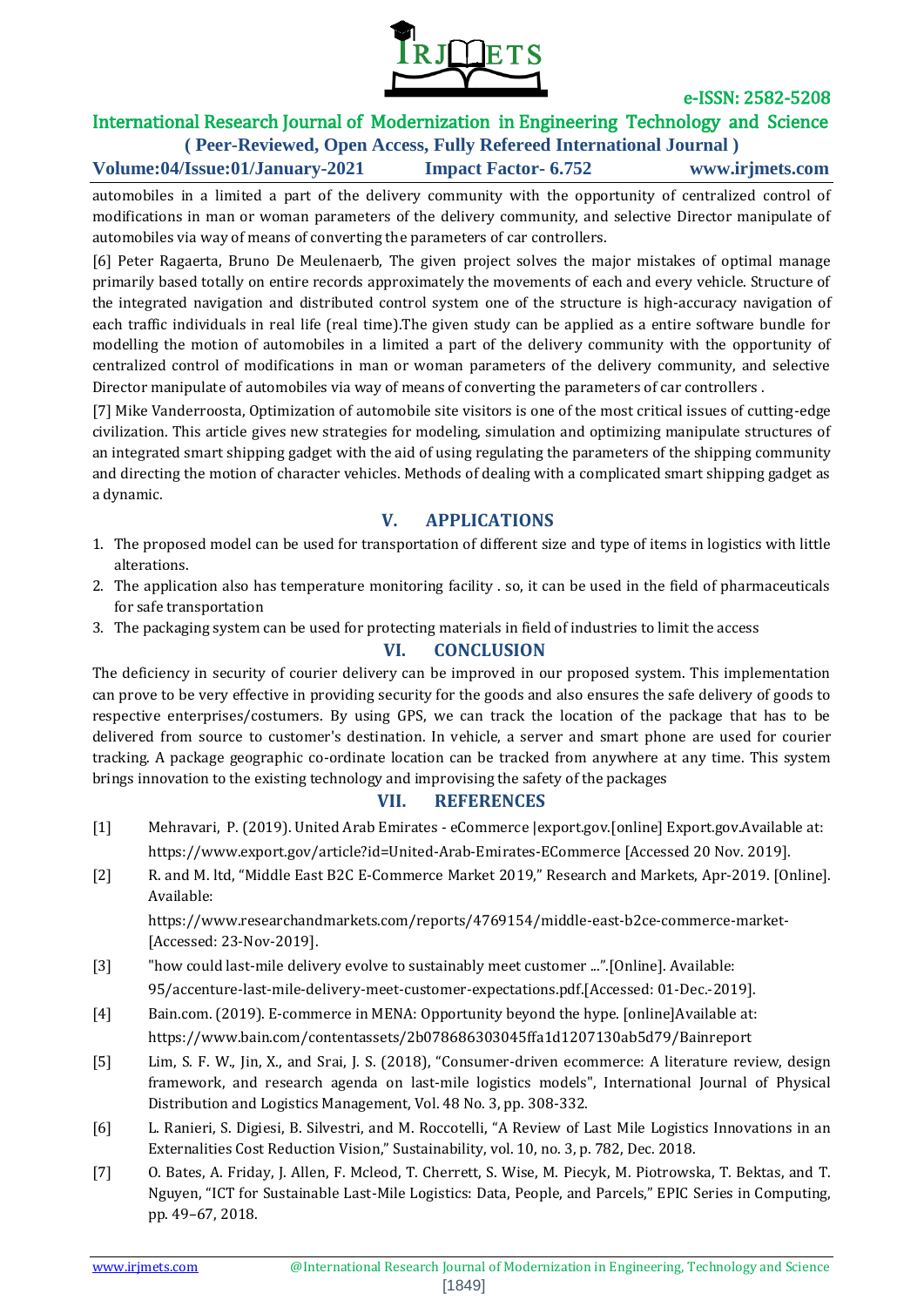automobiles in a limited a part of the delivery community with the opportunity of centralized control of modifications in man or woman parameters of the delivery community, and selective Director manipulate of automobiles via way of means of converting the parameters of car controllers.

[6] Peter Ragaerta, Bruno De Meulenaerb, The given project solves the major mistakes of optimal manage primarily based totally on entire records approximately the movements of each and every vehicle. Structure of the integrated navigation and distributed control system one of the structure is high-accuracy navigation of each traffic individuals in real life (real time).The given study can be applied as a entire software bundle for modelling the motion of automobiles in a limited a part of the delivery community with the opportunity of centralized control of modifications in man or woman parameters of the delivery community, and selective Director manipulate of automobiles via way of means of converting the parameters of car controllers .

[7] Mike Vanderroosta, Optimization of automobile site visitors is one of the most critical issues of cutting-edge civilization. This article gives new strategies for modeling, simulation and optimizing manipulate structures of an integrated smart shipping gadget with the aid of using regulating the parameters of the shipping community and directing the motion of character vehicles. Methods of dealing with a complicated smart shipping gadget as a dynamic.

## V. APPLICATIONS

1. The proposed model can be used for transportation of different size and type of items in logistics with little alterations.
2. The application also has temperature monitoring facility . so, it can be used in the field of pharmaceuticals for safe transportation
3. The packaging system can be used for protecting materials in field of industries to limit the access

## VI. CONCLUSION

The deficiency in security of courier delivery can be improved in our proposed system. This implementation can prove to be very effective in providing security for the goods and also ensures the safe delivery of goods to respective enterprises/costumers. By using GPS, we can track the location of the package that has to be delivered from source to customer's destination. In vehicle, a server and smart phone are used for courier tracking. A package geographic co-ordinate location can be tracked from anywhere at any time. This system brings innovation to the existing technology and improvising the safety of the packages

## VII. REFERENCES

[1] Mehravari, P. (2019). United Arab Emirates - eCommerce |export.gov.[online] Export.gov.Available at: https://www.export.gov/article?id=United-Arab-Emirates-ECommerce [Accessed 20 Nov. 2019].

[2] R. and M. ltd, "Middle East B2C E-Commerce Market 2019," Research and Markets, Apr-2019. [Online]. Available: https://www.researchandmarkets.com/reports/4769154/middle-east-b2ce-commerce-market- [Accessed: 23-Nov-2019].

[3] "how could last-mile delivery evolve to sustainably meet customer ...".[Online]. Available: 95/accenture-last-mile-delivery-meet-customer-expectations.pdf.[Accessed: 01-Dec.-2019].

[4] Bain.com. (2019). E-commerce in MENA: Opportunity beyond the hype. [online]Available at: https://www.bain.com/contentassets/2b078686303045ffa1d1207130ab5d79/Bainreport

[5] Lim, S. F. W., Jin, X., and Srai, J. S. (2018), "Consumer-driven ecommerce: A literature review, design framework, and research agenda on last-mile logistics models", International Journal of Physical Distribution and Logistics Management, Vol. 48 No. 3, pp. 308-332.

[6] L. Ranieri, S. Digiesi, B. Silvestri, and M. Roccotelli, "A Review of Last Mile Logistics Innovations in an Externalities Cost Reduction Vision," Sustainability, vol. 10, no. 3, p. 782, Dec. 2018.

[7] O. Bates, A. Friday, J. Allen, F. Mcleod, T. Cherrett, S. Wise, M. Piecyk, M. Piotrowska, T. Bektas, and T. Nguyen, "ICT for Sustainable Last-Mile Logistics: Data, People, and Parcels," EPIC Series in Computing, pp. 49–67, 2018.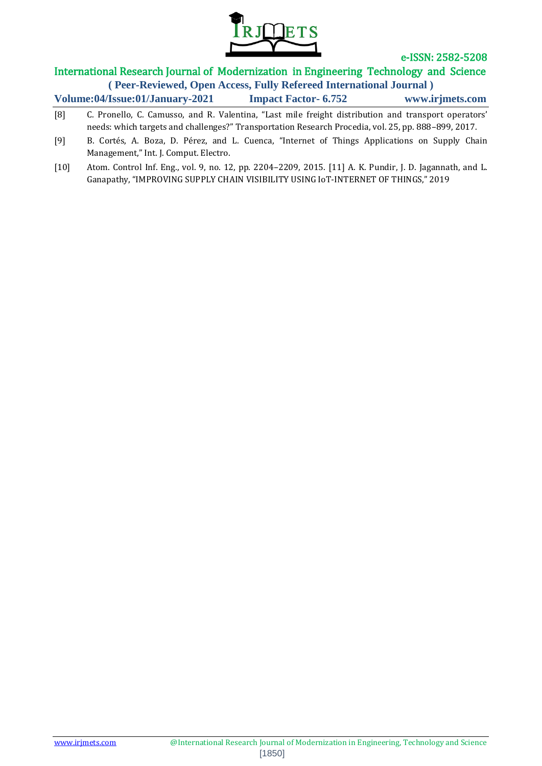[8] C. Pronello, C. Camusso, and R. Valentina, "Last mile freight distribution and transport operators' needs: which targets and challenges?" Transportation Research Procedia, vol. 25, pp. 888–899, 2017.

[9] B. Cortés, A. Boza, D. Pérez, and L. Cuenca, "Internet of Things Applications on Supply Chain Management," Int. J. Comput. Electro.

[10] Atom. Control Inf. Eng., vol. 9, no. 12, pp. 2204–2209, 2015. [11] A. K. Pundir, J. D. Jagannath, and L. Ganapathy, "IMPROVING SUPPLY CHAIN VISIBILITY USING IoT-INTERNET OF THINGS," 2019